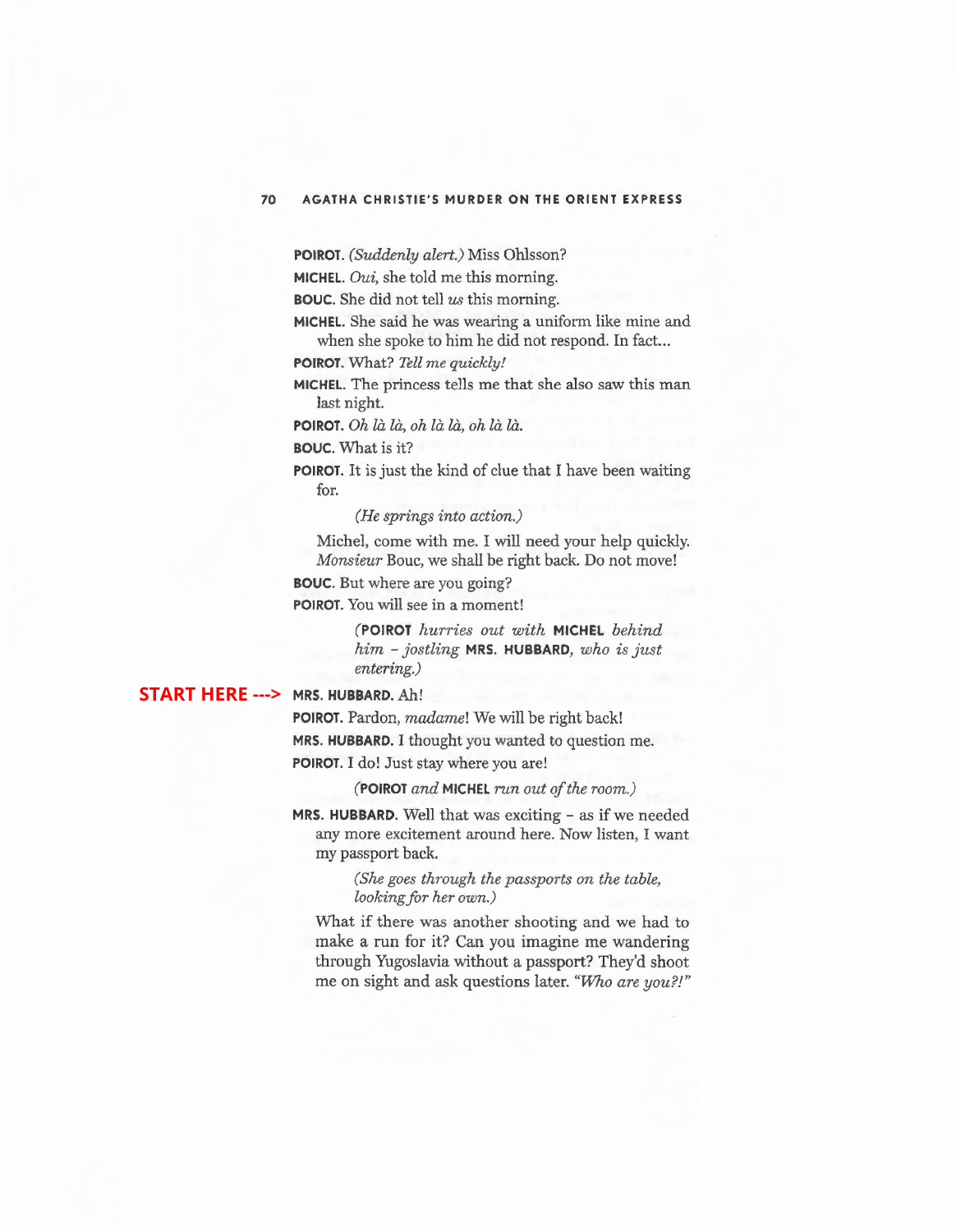**POIROT.** *(Suddenly alert.)* Miss Ohlsson?

**MICHEL.** *Oui,* she told me this morning.

**BOUC.** She did not tell *us* this morning.

**MICHEL.** She said he was wearing a uniform like mine and when she spoke to him he did not respond. In fact...

**POIROT.** What? *Tell me quickly!*

**MICHEL.** The princess tells me that she also saw this man last night.

**POIROT.** *Oh là là, oh là là, oh là là.*

**BOUC.** What is it?

**POIROT.** It is just the kind of clue that I have been waiting for.

*(He springs into action.)*

Michel, come with me. I will need your help quickly. *Monsieur* Bouc, we shall be right back. Do not move!

**BOUC.** But where are you going?

**POIROT.** You will see in a moment!

*(**POIROT** hurries out with **MICHEL** behind him – jostling **MRS. HUBBARD**, who is just entering.)*

START HERE ---> **MRS. HUBBARD.** Ah!

**POIROT.** Pardon, *madame*! We will be right back!

**MRS. HUBBARD.** I thought you wanted to question me.

**POIROT.** I do! Just stay where you are!

*(**POIROT** and **MICHEL** run out of the room.)*

**MRS. HUBBARD.** Well that was exciting – as if we needed any more excitement around here. Now listen, I want my passport back.

*(She goes through the passports on the table, looking for her own.)*

What if there was another shooting and we had to make a run for it? Can you imagine me wandering through Yugoslavia without a passport? They'd shoot me on sight and ask questions later. *"Who are you?!"*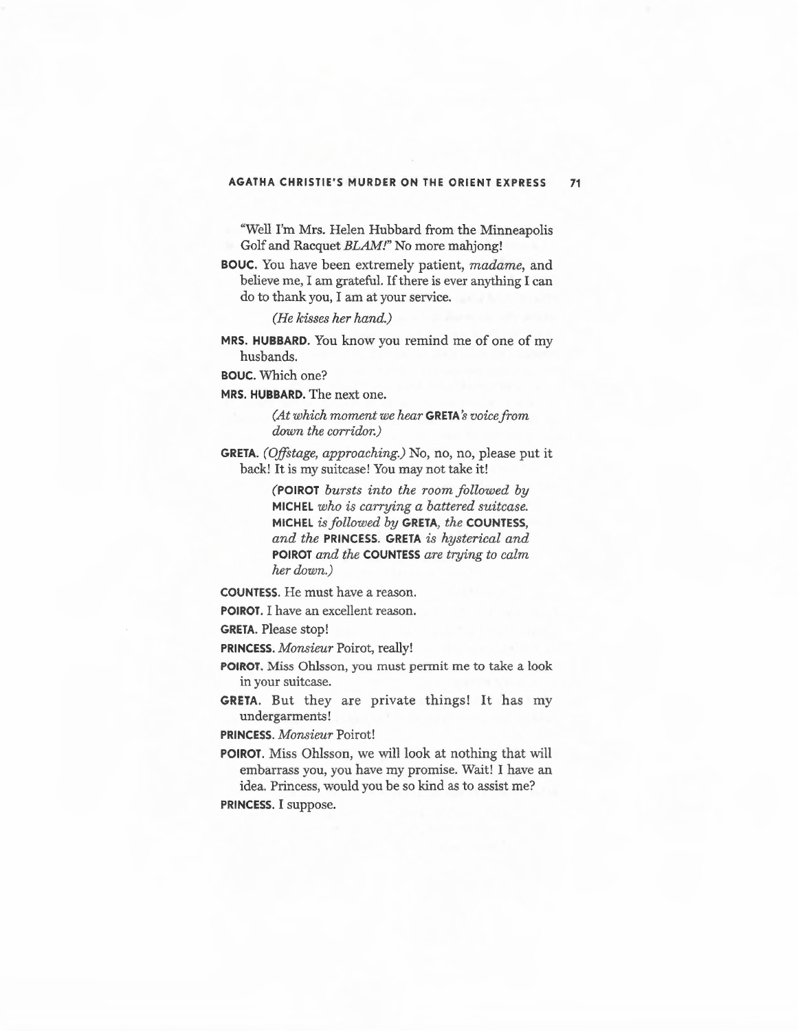"Well I'm Mrs. Helen Hubbard from the Minneapolis Golf and Racquet *BLAM!*" No more mahjong!

**BOUC.** You have been extremely patient, *madame*, and believe me, I am grateful. If there is ever anything I can do to thank you, I am at your service.

*(He kisses her hand.)*

**MRS. HUBBARD.** You know you remind me of one of my husbands.

**BOUC.** Which one?

**MRS. HUBBARD.** The next one.

*(At which moment we hear* **GRETA***'s voice from down the corridor.)*

**GRETA.** *(Offstage, approaching.)* No, no, no, please put it back! It is my suitcase! You may not take it!

*(***POIROT** *bursts into the room followed by* **MICHEL** *who is carrying a battered suitcase.* **MICHEL** *is followed by* **GRETA***, the* **COUNTESS***, and the* **PRINCESS***.* **GRETA** *is hysterical and* **POIROT** *and the* **COUNTESS** *are trying to calm her down.)*

**COUNTESS.** He must have a reason.

**POIROT.** I have an excellent reason.

**GRETA.** Please stop!

**PRINCESS.** *Monsieur* Poirot, really!

**POIROT.** Miss Ohlsson, you must permit me to take a look in your suitcase.

**GRETA.** But they are private things! It has my undergarments!

**PRINCESS.** *Monsieur* Poirot!

**POIROT.** Miss Ohlsson, we will look at nothing that will embarrass you, you have my promise. Wait! I have an idea. Princess, would you be so kind as to assist me?

**PRINCESS.** I suppose.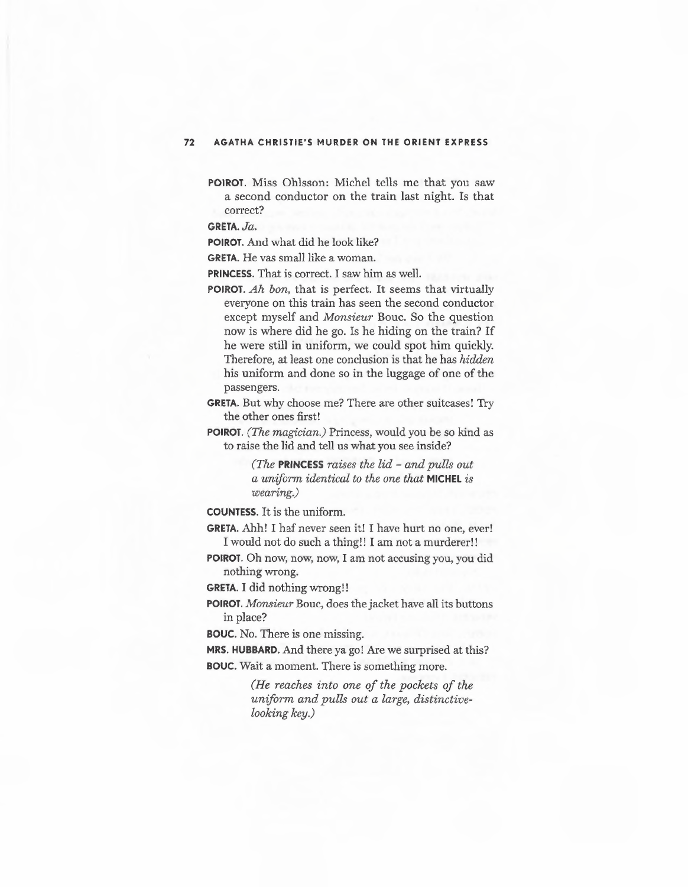**POIROT.** Miss Ohlsson: Michel tells me that you saw a second conductor on the train last night. Is that correct?

**GRETA.** *Ja.*

**POIROT.** And what did he look like?

**GRETA.** He vas small like a woman.

**PRINCESS.** That is correct. I saw him as well.

**POIROT.** *Ah bon,* that is perfect. It seems that virtually everyone on this train has seen the second conductor except myself and *Monsieur* Bouc. So the question now is where did he go. Is he hiding on the train? If he were still in uniform, we could spot him quickly. Therefore, at least one conclusion is that he has *hidden* his uniform and done so in the luggage of one of the passengers.

**GRETA.** But why choose me? There are other suitcases! Try the other ones first!

**POIROT.** *(The magician.)* Princess, would you be so kind as to raise the lid and tell us what you see inside?

> *(The* **PRINCESS** *raises the lid – and pulls out a uniform identical to the one that* **MICHEL** *is wearing.)*

**COUNTESS.** It is the uniform.

**GRETA.** Ahh! I haf never seen it! I have hurt no one, ever! I would not do such a thing!! I am not a murderer!!

**POIROT.** Oh now, now, now, I am not accusing you, you did nothing wrong.

**GRETA.** I did nothing wrong!!

**POIROT.** *Monsieur* Bouc, does the jacket have all its buttons in place?

**BOUC.** No. There is one missing.

**MRS. HUBBARD.** And there ya go! Are we surprised at this?

**BOUC.** Wait a moment. There is something more.

> *(He reaches into one of the pockets of the uniform and pulls out a large, distinctive-looking key.)*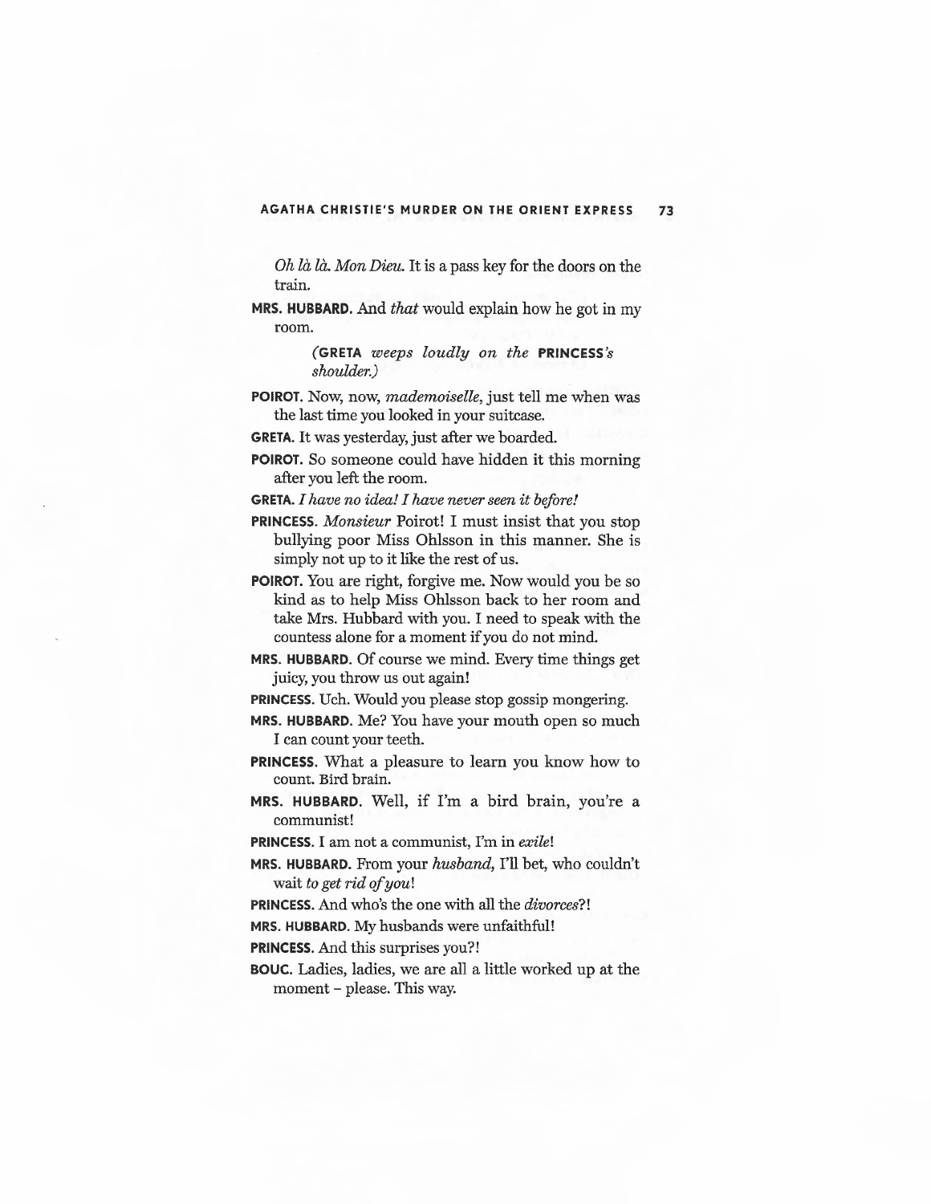*Oh là là. Mon Dieu.* It is a pass key for the doors on the train.

**MRS. HUBBARD.** And *that* would explain how he got in my room.

(**GRETA** *weeps loudly on the* **PRINCESS**'s *shoulder.*)

**POIROT.** Now, now, *mademoiselle*, just tell me when was the last time you looked in your suitcase.

**GRETA.** It was yesterday, just after we boarded.

**POIROT.** So someone could have hidden it this morning after you left the room.

**GRETA.** *I have no idea! I have never seen it before!*

**PRINCESS.** *Monsieur* Poirot! I must insist that you stop bullying poor Miss Ohlsson in this manner. She is simply not up to it like the rest of us.

**POIROT.** You are right, forgive me. Now would you be so kind as to help Miss Ohlsson back to her room and take Mrs. Hubbard with you. I need to speak with the countess alone for a moment if you do not mind.

**MRS. HUBBARD.** Of course we mind. Every time things get juicy, you throw us out again!

**PRINCESS.** Uch. Would you please stop gossip mongering.

**MRS. HUBBARD.** Me? You have your mouth open so much I can count your teeth.

**PRINCESS.** What a pleasure to learn you know how to count. Bird brain.

**MRS. HUBBARD.** Well, if I'm a bird brain, you're a communist!

**PRINCESS.** I am not a communist, I'm in *exile*!

**MRS. HUBBARD.** From your *husband*, I'll bet, who couldn't wait *to get rid of you*!

**PRINCESS.** And who's the one with all the *divorces*?!

**MRS. HUBBARD.** My husbands were unfaithful!

**PRINCESS.** And this surprises you?!

**BOUC.** Ladies, ladies, we are all a little worked up at the moment – please. This way.